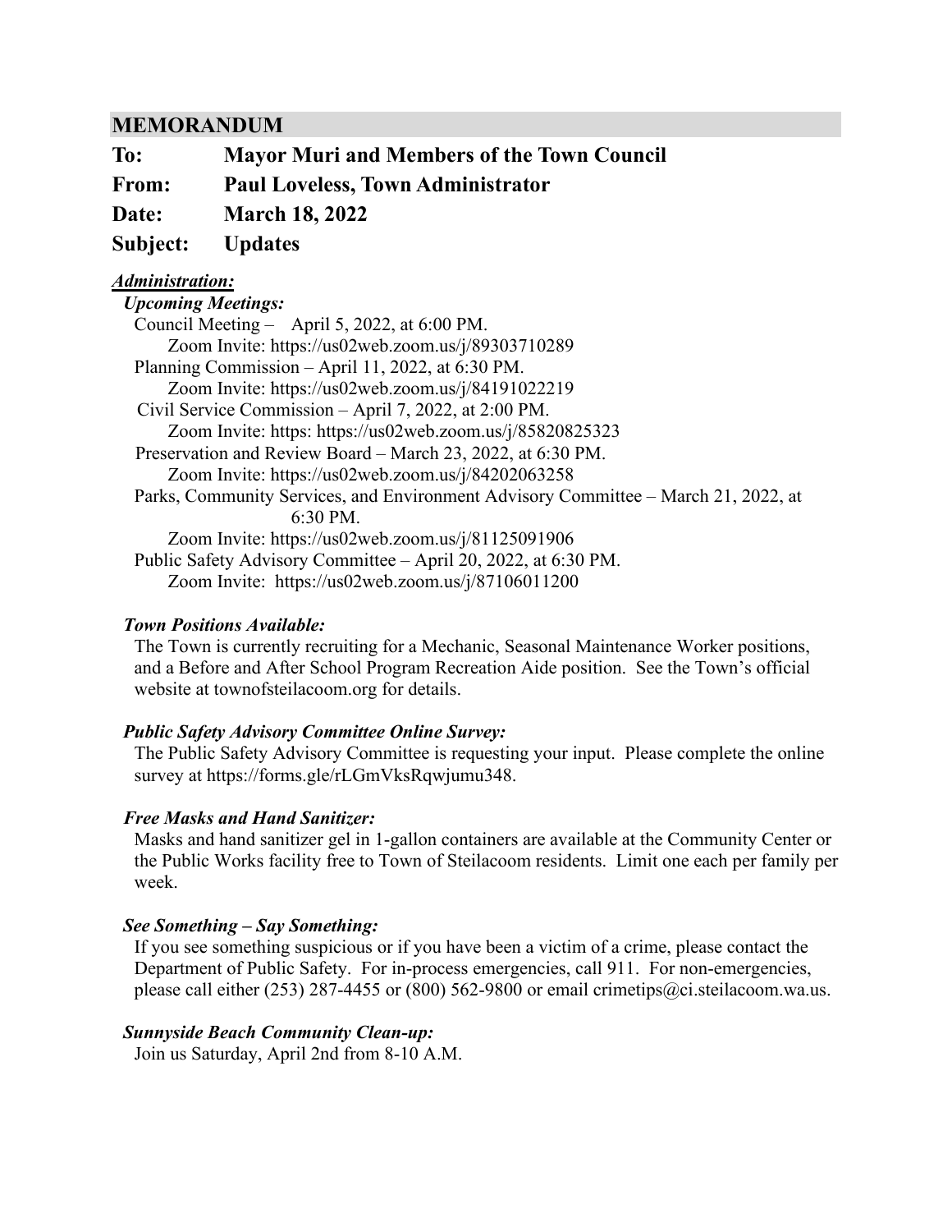## MEMORANDUM

**To:** **Mayor Muri and Members of the Town Council**

**From:** **Paul Loveless, Town Administrator**

**Date:** **March 18, 2022**

**Subject:** **Updates**

***Administration:***

***Upcoming Meetings:***

Council Meeting – April 5, 2022, at 6:00 PM.
Zoom Invite: https://us02web.zoom.us/j/89303710289

Planning Commission – April 11, 2022, at 6:30 PM.
Zoom Invite: https://us02web.zoom.us/j/84191022219

Civil Service Commission – April 7, 2022, at 2:00 PM.
Zoom Invite: https: https://us02web.zoom.us/j/85820825323

Preservation and Review Board – March 23, 2022, at 6:30 PM.
Zoom Invite: https://us02web.zoom.us/j/84202063258

Parks, Community Services, and Environment Advisory Committee – March 21, 2022, at 6:30 PM.
Zoom Invite: https://us02web.zoom.us/j/81125091906

Public Safety Advisory Committee – April 20, 2022, at 6:30 PM.
Zoom Invite: https://us02web.zoom.us/j/87106011200

***Town Positions Available:***

The Town is currently recruiting for a Mechanic, Seasonal Maintenance Worker positions, and a Before and After School Program Recreation Aide position. See the Town's official website at townofsteilacoom.org for details.

***Public Safety Advisory Committee Online Survey:***

The Public Safety Advisory Committee is requesting your input. Please complete the online survey at https://forms.gle/rLGmVksRqwjumu348.

***Free Masks and Hand Sanitizer:***

Masks and hand sanitizer gel in 1-gallon containers are available at the Community Center or the Public Works facility free to Town of Steilacoom residents. Limit one each per family per week.

***See Something – Say Something:***

If you see something suspicious or if you have been a victim of a crime, please contact the Department of Public Safety. For in-process emergencies, call 911. For non-emergencies, please call either (253) 287-4455 or (800) 562-9800 or email crimetips@ci.steilacoom.wa.us.

***Sunnyside Beach Community Clean-up:***

Join us Saturday, April 2nd from 8-10 A.M.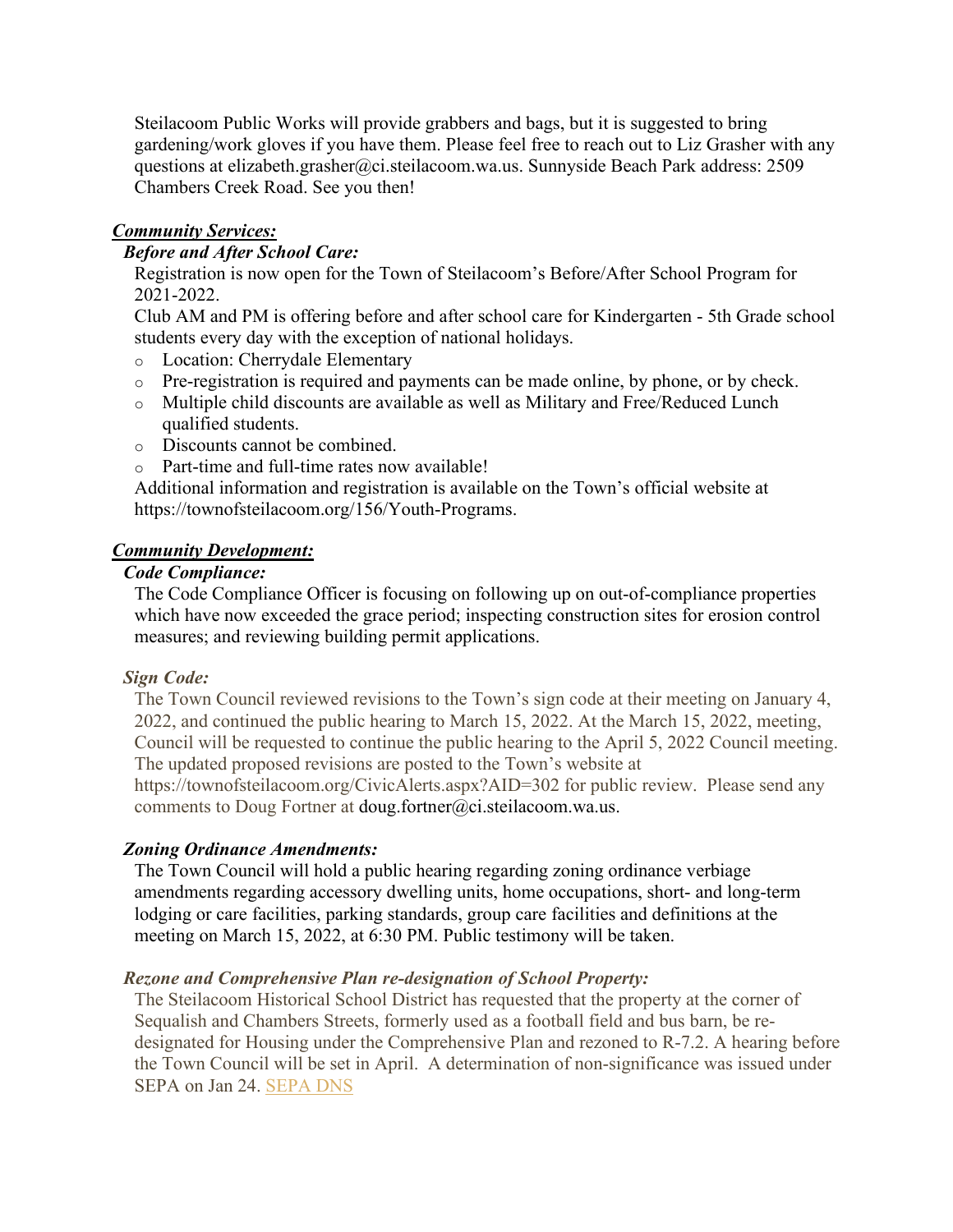Steilacoom Public Works will provide grabbers and bags, but it is suggested to bring gardening/work gloves if you have them. Please feel free to reach out to Liz Grasher with any questions at elizabeth.grasher@ci.steilacoom.wa.us. Sunnyside Beach Park address: 2509 Chambers Creek Road. See you then!

***Community Services:***

***Before and After School Care:***

Registration is now open for the Town of Steilacoom's Before/After School Program for 2021-2022.

Club AM and PM is offering before and after school care for Kindergarten - 5th Grade school students every day with the exception of national holidays.

- Location: Cherrydale Elementary
- Pre-registration is required and payments can be made online, by phone, or by check.
- Multiple child discounts are available as well as Military and Free/Reduced Lunch qualified students.
- Discounts cannot be combined.
- Part-time and full-time rates now available!

Additional information and registration is available on the Town's official website at https://townofsteilacoom.org/156/Youth-Programs.

***Community Development:***

***Code Compliance:***

The Code Compliance Officer is focusing on following up on out-of-compliance properties which have now exceeded the grace period; inspecting construction sites for erosion control measures; and reviewing building permit applications.

***Sign Code:***

The Town Council reviewed revisions to the Town's sign code at their meeting on January 4, 2022, and continued the public hearing to March 15, 2022. At the March 15, 2022, meeting, Council will be requested to continue the public hearing to the April 5, 2022 Council meeting. The updated proposed revisions are posted to the Town's website at https://townofsteilacoom.org/CivicAlerts.aspx?AID=302 for public review. Please send any comments to Doug Fortner at doug.fortner@ci.steilacoom.wa.us.

***Zoning Ordinance Amendments:***

The Town Council will hold a public hearing regarding zoning ordinance verbiage amendments regarding accessory dwelling units, home occupations, short- and long-term lodging or care facilities, parking standards, group care facilities and definitions at the meeting on March 15, 2022, at 6:30 PM. Public testimony will be taken.

***Rezone and Comprehensive Plan re-designation of School Property:***

The Steilacoom Historical School District has requested that the property at the corner of Sequalish and Chambers Streets, formerly used as a football field and bus barn, be re-designated for Housing under the Comprehensive Plan and rezoned to R-7.2. A hearing before the Town Council will be set in April. A determination of non-significance was issued under SEPA on Jan 24. SEPA DNS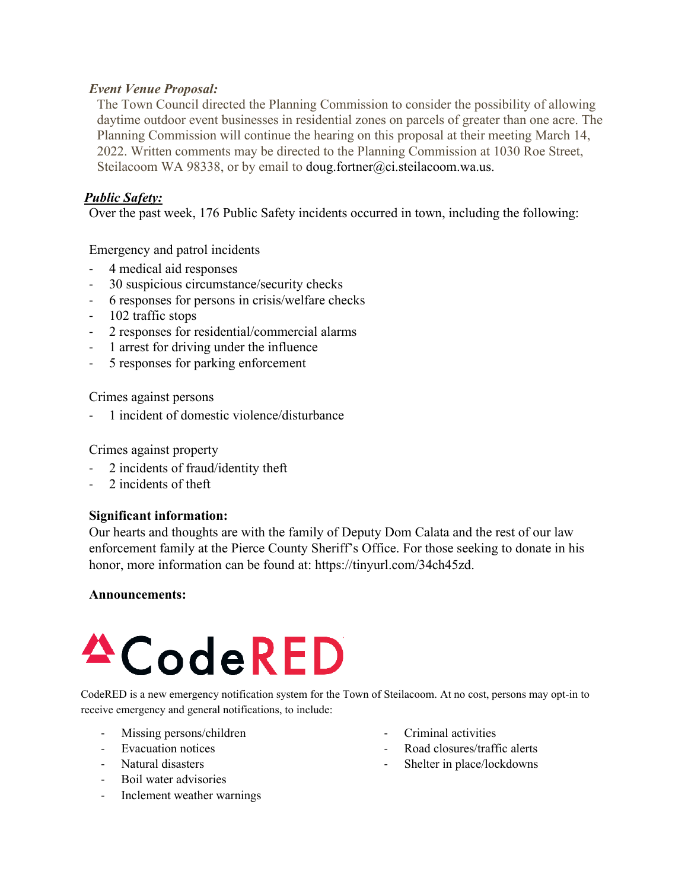***Event Venue Proposal:***

The Town Council directed the Planning Commission to consider the possibility of allowing daytime outdoor event businesses in residential zones on parcels of greater than one acre. The Planning Commission will continue the hearing on this proposal at their meeting March 14, 2022. Written comments may be directed to the Planning Commission at 1030 Roe Street, Steilacoom WA 98338, or by email to doug.fortner@ci.steilacoom.wa.us.

***Public Safety:***

Over the past week, 176 Public Safety incidents occurred in town, including the following:

Emergency and patrol incidents

- 4 medical aid responses
- 30 suspicious circumstance/security checks
- 6 responses for persons in crisis/welfare checks
- 102 traffic stops
- 2 responses for residential/commercial alarms
- 1 arrest for driving under the influence
- 5 responses for parking enforcement

Crimes against persons

- 1 incident of domestic violence/disturbance

Crimes against property

- 2 incidents of fraud/identity theft
- 2 incidents of theft

**Significant information:**

Our hearts and thoughts are with the family of Deputy Dom Calata and the rest of our law enforcement family at the Pierce County Sheriff's Office. For those seeking to donate in his honor, more information can be found at: https://tinyurl.com/34ch45zd.

**Announcements:**

CodeRED

CodeRED is a new emergency notification system for the Town of Steilacoom. At no cost, persons may opt-in to receive emergency and general notifications, to include:

- Missing persons/children
- Evacuation notices
- Natural disasters
- Boil water advisories
- Inclement weather warnings
- Criminal activities
- Road closures/traffic alerts
- Shelter in place/lockdowns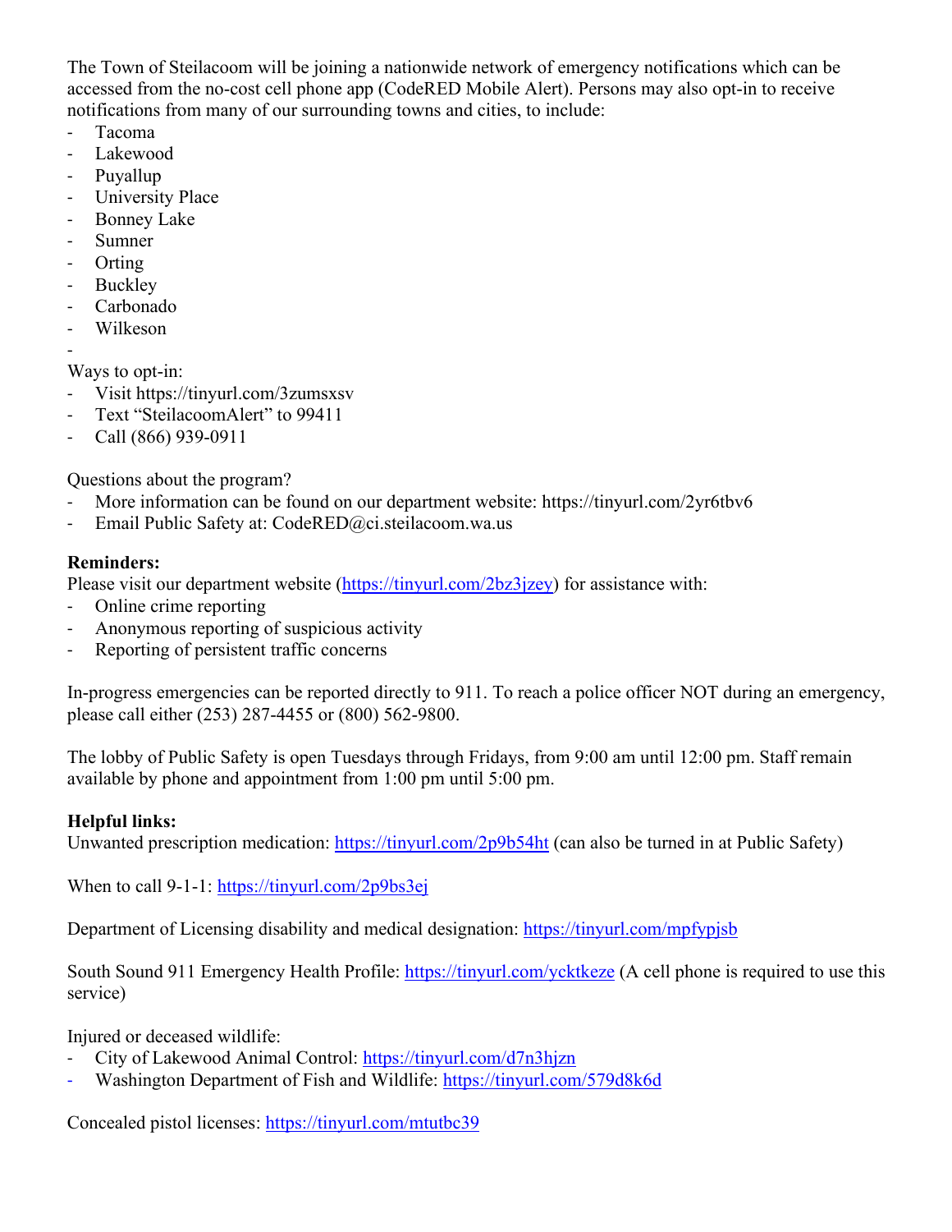The Town of Steilacoom will be joining a nationwide network of emergency notifications which can be accessed from the no-cost cell phone app (CodeRED Mobile Alert). Persons may also opt-in to receive notifications from many of our surrounding towns and cities, to include:

- Tacoma
- Lakewood
- Puyallup
- University Place
- Bonney Lake
- Sumner
- Orting
- Buckley
- Carbonado
- Wilkeson
-

Ways to opt-in:

- Visit https://tinyurl.com/3zumsxsv
- Text "SteilacoomAlert" to 99411
- Call (866) 939-0911

Questions about the program?

- More information can be found on our department website: https://tinyurl.com/2yr6tbv6
- Email Public Safety at: CodeRED@ci.steilacoom.wa.us

**Reminders:**

Please visit our department website (https://tinyurl.com/2bz3jzey) for assistance with:

- Online crime reporting
- Anonymous reporting of suspicious activity
- Reporting of persistent traffic concerns

In-progress emergencies can be reported directly to 911. To reach a police officer NOT during an emergency, please call either (253) 287-4455 or (800) 562-9800.

The lobby of Public Safety is open Tuesdays through Fridays, from 9:00 am until 12:00 pm. Staff remain available by phone and appointment from 1:00 pm until 5:00 pm.

**Helpful links:**

Unwanted prescription medication: https://tinyurl.com/2p9b54ht (can also be turned in at Public Safety)

When to call 9-1-1: https://tinyurl.com/2p9bs3ej

Department of Licensing disability and medical designation: https://tinyurl.com/mpfypjsb

South Sound 911 Emergency Health Profile: https://tinyurl.com/ycktkeze (A cell phone is required to use this service)

Injured or deceased wildlife:

- City of Lakewood Animal Control: https://tinyurl.com/d7n3hjzn
- Washington Department of Fish and Wildlife: https://tinyurl.com/579d8k6d

Concealed pistol licenses: https://tinyurl.com/mtutbc39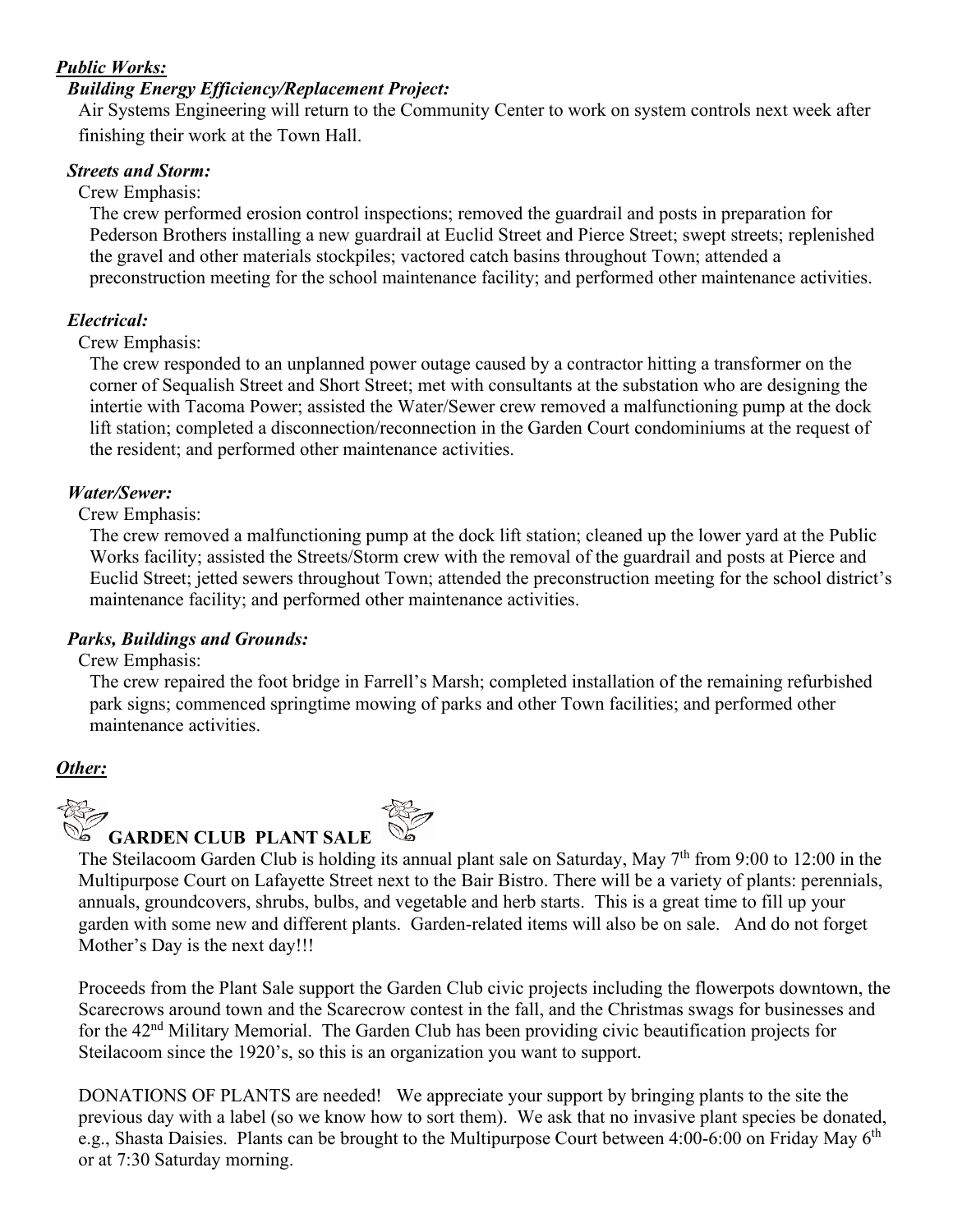***Public Works:***

***Building Energy Efficiency/Replacement Project:***

Air Systems Engineering will return to the Community Center to work on system controls next week after finishing their work at the Town Hall.

***Streets and Storm:***

Crew Emphasis:

The crew performed erosion control inspections; removed the guardrail and posts in preparation for Pederson Brothers installing a new guardrail at Euclid Street and Pierce Street; swept streets; replenished the gravel and other materials stockpiles; vactored catch basins throughout Town; attended a preconstruction meeting for the school maintenance facility; and performed other maintenance activities.

***Electrical:***

Crew Emphasis:

The crew responded to an unplanned power outage caused by a contractor hitting a transformer on the corner of Sequalish Street and Short Street; met with consultants at the substation who are designing the intertie with Tacoma Power; assisted the Water/Sewer crew removed a malfunctioning pump at the dock lift station; completed a disconnection/reconnection in the Garden Court condominiums at the request of the resident; and performed other maintenance activities.

***Water/Sewer:***

Crew Emphasis:

The crew removed a malfunctioning pump at the dock lift station; cleaned up the lower yard at the Public Works facility; assisted the Streets/Storm crew with the removal of the guardrail and posts at Pierce and Euclid Street; jetted sewers throughout Town; attended the preconstruction meeting for the school district's maintenance facility; and performed other maintenance activities.

***Parks, Buildings and Grounds:***

Crew Emphasis:

The crew repaired the foot bridge in Farrell's Marsh; completed installation of the remaining refurbished park signs; commenced springtime mowing of parks and other Town facilities; and performed other maintenance activities.

***Other:***

**GARDEN CLUB PLANT SALE**

The Steilacoom Garden Club is holding its annual plant sale on Saturday, May 7th from 9:00 to 12:00 in the Multipurpose Court on Lafayette Street next to the Bair Bistro. There will be a variety of plants: perennials, annuals, groundcovers, shrubs, bulbs, and vegetable and herb starts. This is a great time to fill up your garden with some new and different plants. Garden-related items will also be on sale. And do not forget Mother's Day is the next day!!!

Proceeds from the Plant Sale support the Garden Club civic projects including the flowerpots downtown, the Scarecrows around town and the Scarecrow contest in the fall, and the Christmas swags for businesses and for the 42nd Military Memorial. The Garden Club has been providing civic beautification projects for Steilacoom since the 1920's, so this is an organization you want to support.

DONATIONS OF PLANTS are needed! We appreciate your support by bringing plants to the site the previous day with a label (so we know how to sort them). We ask that no invasive plant species be donated, e.g., Shasta Daisies. Plants can be brought to the Multipurpose Court between 4:00-6:00 on Friday May 6th or at 7:30 Saturday morning.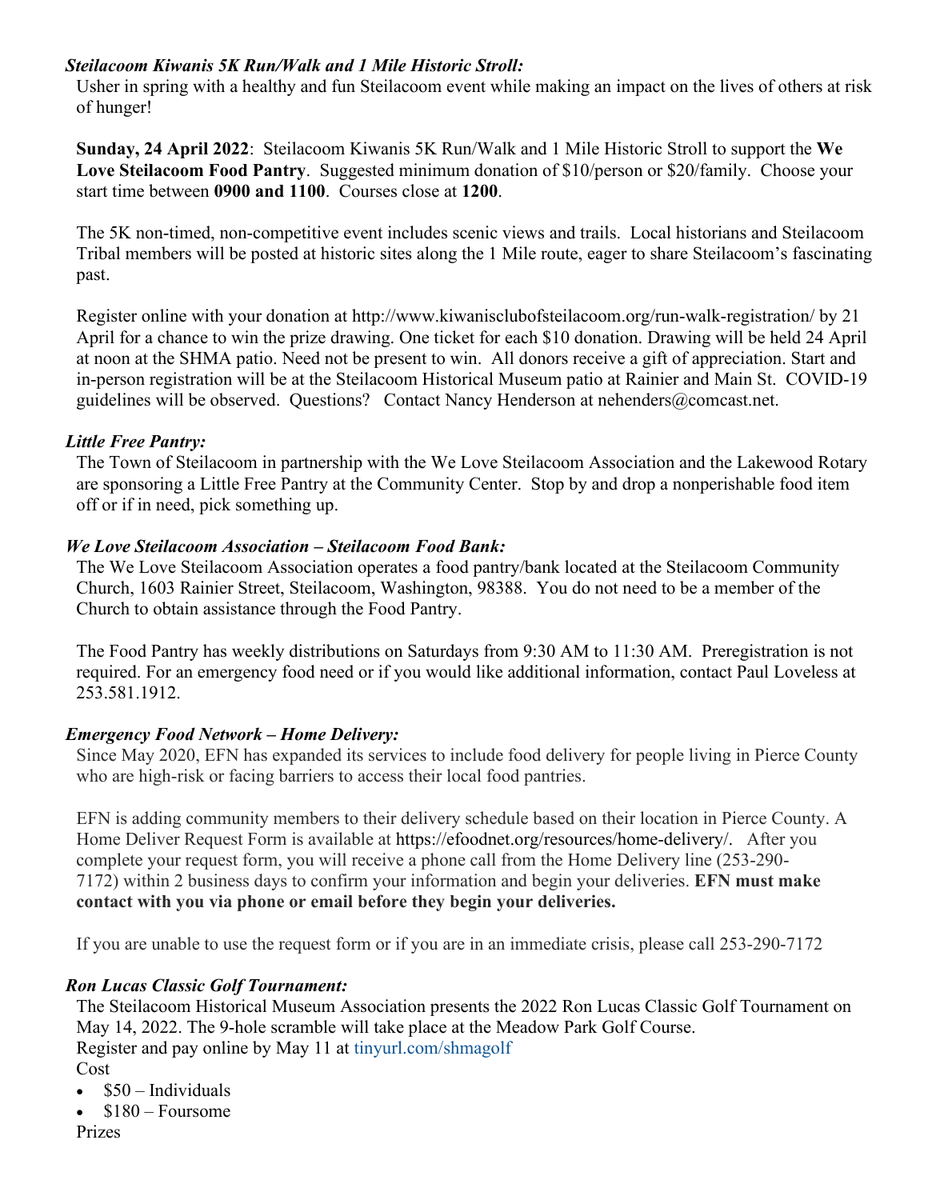***Steilacoom Kiwanis 5K Run/Walk and 1 Mile Historic Stroll:***

Usher in spring with a healthy and fun Steilacoom event while making an impact on the lives of others at risk of hunger!

**Sunday, 24 April 2022**: Steilacoom Kiwanis 5K Run/Walk and 1 Mile Historic Stroll to support the **We Love Steilacoom Food Pantry**. Suggested minimum donation of $10/person or $20/family. Choose your start time between **0900 and 1100**. Courses close at **1200**.

The 5K non-timed, non-competitive event includes scenic views and trails. Local historians and Steilacoom Tribal members will be posted at historic sites along the 1 Mile route, eager to share Steilacoom's fascinating past.

Register online with your donation at http://www.kiwanisclubofsteilacoom.org/run-walk-registration/ by 21 April for a chance to win the prize drawing. One ticket for each $10 donation. Drawing will be held 24 April at noon at the SHMA patio. Need not be present to win. All donors receive a gift of appreciation. Start and in-person registration will be at the Steilacoom Historical Museum patio at Rainier and Main St. COVID-19 guidelines will be observed. Questions? Contact Nancy Henderson at nehenders@comcast.net.

***Little Free Pantry:***

The Town of Steilacoom in partnership with the We Love Steilacoom Association and the Lakewood Rotary are sponsoring a Little Free Pantry at the Community Center. Stop by and drop a nonperishable food item off or if in need, pick something up.

***We Love Steilacoom Association – Steilacoom Food Bank:***

The We Love Steilacoom Association operates a food pantry/bank located at the Steilacoom Community Church, 1603 Rainier Street, Steilacoom, Washington, 98388. You do not need to be a member of the Church to obtain assistance through the Food Pantry.

The Food Pantry has weekly distributions on Saturdays from 9:30 AM to 11:30 AM. Preregistration is not required. For an emergency food need or if you would like additional information, contact Paul Loveless at 253.581.1912.

***Emergency Food Network – Home Delivery:***

Since May 2020, EFN has expanded its services to include food delivery for people living in Pierce County who are high-risk or facing barriers to access their local food pantries.

EFN is adding community members to their delivery schedule based on their location in Pierce County. A Home Deliver Request Form is available at https://efoodnet.org/resources/home-delivery/. After you complete your request form, you will receive a phone call from the Home Delivery line (253-290-7172) within 2 business days to confirm your information and begin your deliveries. **EFN must make contact with you via phone or email before they begin your deliveries.**

If you are unable to use the request form or if you are in an immediate crisis, please call 253-290-7172

***Ron Lucas Classic Golf Tournament:***

The Steilacoom Historical Museum Association presents the 2022 Ron Lucas Classic Golf Tournament on May 14, 2022. The 9-hole scramble will take place at the Meadow Park Golf Course.
Register and pay online by May 11 at tinyurl.com/shmagolf
Cost

- $50 – Individuals
- $180 – Foursome

Prizes